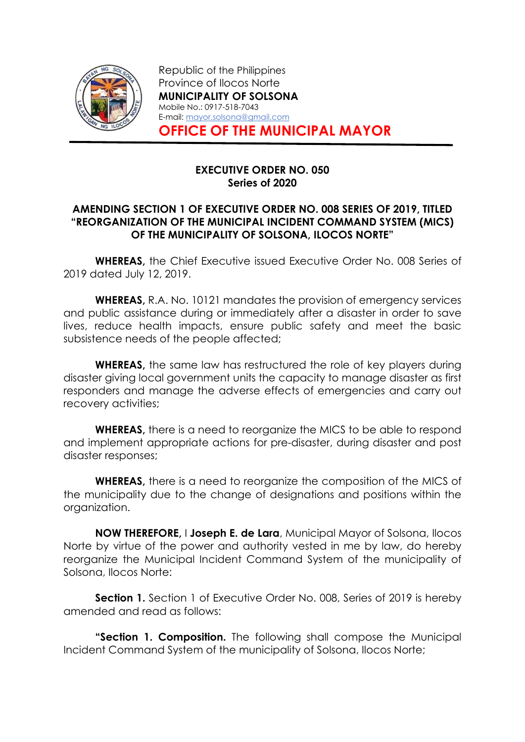Republic of the Philippines
Province of Ilocos Norte
**MUNICIPALITY OF SOLSONA**
Mobile No.: 0917-518-7043
E-mail: mayor.solsona@gmail.com

# OFFICE OF THE MUNICIPAL MAYOR

## EXECUTIVE ORDER NO. 050
## Series of 2020

### AMENDING SECTION 1 OF EXECUTIVE ORDER NO. 008 SERIES OF 2019, TITLED "REORGANIZATION OF THE MUNICIPAL INCIDENT COMMAND SYSTEM (MICS) OF THE MUNICIPALITY OF SOLSONA, ILOCOS NORTE"

**WHEREAS,** the Chief Executive issued Executive Order No. 008 Series of 2019 dated July 12, 2019.

**WHEREAS,** R.A. No. 10121 mandates the provision of emergency services and public assistance during or immediately after a disaster in order to save lives, reduce health impacts, ensure public safety and meet the basic subsistence needs of the people affected;

**WHEREAS,** the same law has restructured the role of key players during disaster giving local government units the capacity to manage disaster as first responders and manage the adverse effects of emergencies and carry out recovery activities;

**WHEREAS,** there is a need to reorganize the MICS to be able to respond and implement appropriate actions for pre-disaster, during disaster and post disaster responses;

**WHEREAS,** there is a need to reorganize the composition of the MICS of the municipality due to the change of designations and positions within the organization.

**NOW THEREFORE,** I **Joseph E. de Lara**, Municipal Mayor of Solsona, Ilocos Norte by virtue of the power and authority vested in me by law, do hereby reorganize the Municipal Incident Command System of the municipality of Solsona, Ilocos Norte:

**Section 1.** Section 1 of Executive Order No. 008, Series of 2019 is hereby amended and read as follows:

**"Section 1. Composition.** The following shall compose the Municipal Incident Command System of the municipality of Solsona, Ilocos Norte;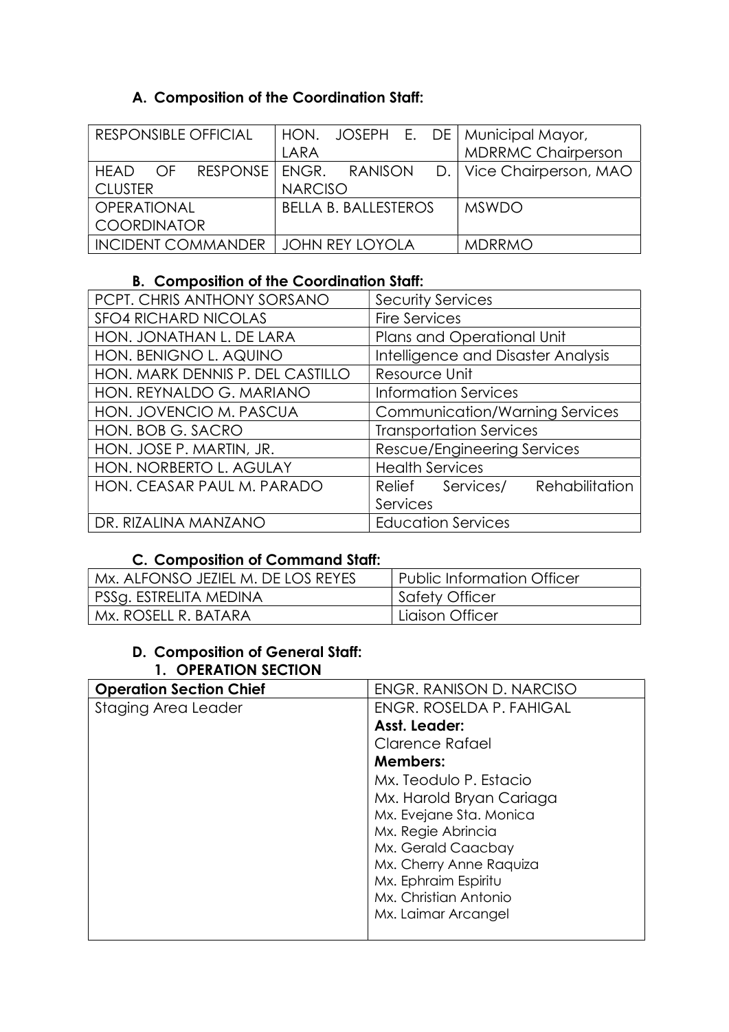### A. Composition of the Coordination Staff:

| | | |
|---|---|---|
| RESPONSIBLE OFFICIAL | HON. JOSEPH E. DE LARA | Municipal Mayor, MDRRMC Chairperson |
| HEAD OF RESPONSE CLUSTER | ENGR. RANISON D. NARCISO | Vice Chairperson, MAO |
| OPERATIONAL COORDINATOR | BELLA B. BALLESTEROS | MSWDO |
| INCIDENT COMMANDER | JOHN REY LOYOLA | MDRRMO |

### B. Composition of the Coordination Staff:

| | |
|---|---|
| PCPT. CHRIS ANTHONY SORSANO | Security Services |
| SFO4 RICHARD NICOLAS | Fire Services |
| HON. JONATHAN L. DE LARA | Plans and Operational Unit |
| HON. BENIGNO L. AQUINO | Intelligence and Disaster Analysis |
| HON. MARK DENNIS P. DEL CASTILLO | Resource Unit |
| HON. REYNALDO G. MARIANO | Information Services |
| HON. JOVENCIO M. PASCUA | Communication/Warning Services |
| HON. BOB G. SACRO | Transportation Services |
| HON. JOSE P. MARTIN, JR. | Rescue/Engineering Services |
| HON. NORBERTO L. AGULAY | Health Services |
| HON. CEASAR PAUL M. PARADO | Relief Services/ Rehabilitation Services |
| DR. RIZALINA MANZANO | Education Services |

### C. Composition of Command Staff:

| | |
|---|---|
| Mx. ALFONSO JEZIEL M. DE LOS REYES | Public Information Officer |
| PSSg. ESTRELITA MEDINA | Safety Officer |
| Mx. ROSELL R. BATARA | Liaison Officer |

### D. Composition of General Staff:

#### 1. OPERATION SECTION

| **Operation Section Chief** | ENGR. RANISON D. NARCISO |
|---|---|
| Staging Area Leader | ENGR. ROSELDA P. FAHIGAL<br>**Asst. Leader:**<br>Clarence Rafael<br>**Members:**<br>Mx. Teodulo P. Estacio<br>Mx. Harold Bryan Cariaga<br>Mx. Evejane Sta. Monica<br>Mx. Regie Abrincia<br>Mx. Gerald Caacbay<br>Mx. Cherry Anne Raquiza<br>Mx. Ephraim Espiritu<br>Mx. Christian Antonio<br>Mx. Laimar Arcangel |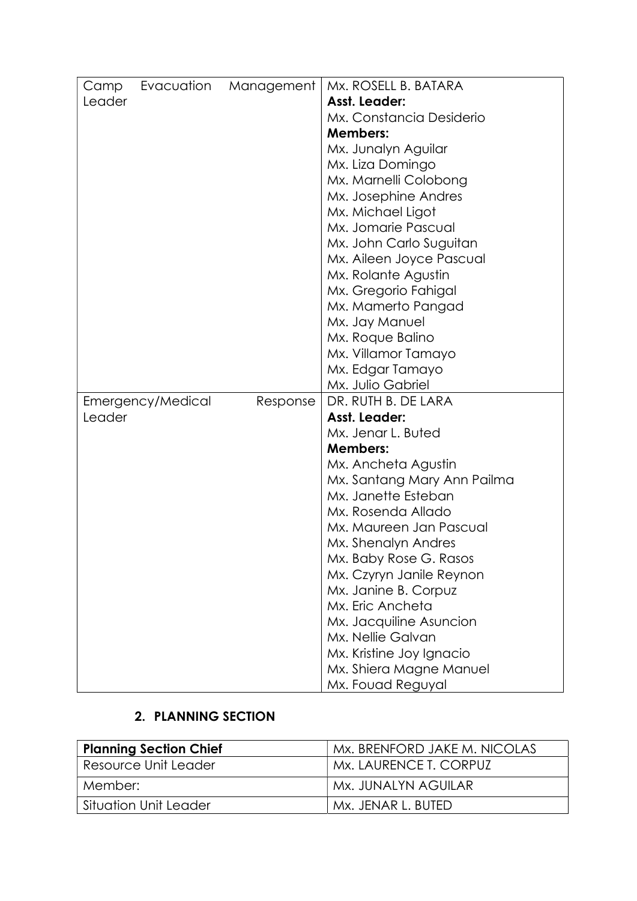| Camp Evacuation Management Leader | Mx. ROSELL B. BATARA<br>**Asst. Leader:**<br>Mx. Constancia Desiderio<br>**Members:**<br>Mx. Junalyn Aguilar<br>Mx. Liza Domingo<br>Mx. Marnelli Colobong<br>Mx. Josephine Andres<br>Mx. Michael Ligot<br>Mx. Jomarie Pascual<br>Mx. John Carlo Suguitan<br>Mx. Aileen Joyce Pascual<br>Mx. Rolante Agustin<br>Mx. Gregorio Fahigal<br>Mx. Mamerto Pangad<br>Mx. Jay Manuel<br>Mx. Roque Balino<br>Mx. Villamor Tamayo<br>Mx. Edgar Tamayo<br>Mx. Julio Gabriel |
|---|---|
| Emergency/Medical Response Leader | DR. RUTH B. DE LARA<br>**Asst. Leader:**<br>Mx. Jenar L. Buted<br>**Members:**<br>Mx. Ancheta Agustin<br>Mx. Santang Mary Ann Pailma<br>Mx. Janette Esteban<br>Mx. Rosenda Allado<br>Mx. Maureen Jan Pascual<br>Mx. Shenalyn Andres<br>Mx. Baby Rose G. Rasos<br>Mx. Czyryn Janile Reynon<br>Mx. Janine B. Corpuz<br>Mx. Eric Ancheta<br>Mx. Jacquiline Asuncion<br>Mx. Nellie Galvan<br>Mx. Kristine Joy Ignacio<br>Mx. Shiera Magne Manuel<br>Mx. Fouad Reguyal |

## 2. PLANNING SECTION

| **Planning Section Chief** | Mx. BRENFORD JAKE M. NICOLAS |
|---|---|
| Resource Unit Leader | Mx. LAURENCE T. CORPUZ |
| Member: | Mx. JUNALYN AGUILAR |
| Situation Unit Leader | Mx. JENAR L. BUTED |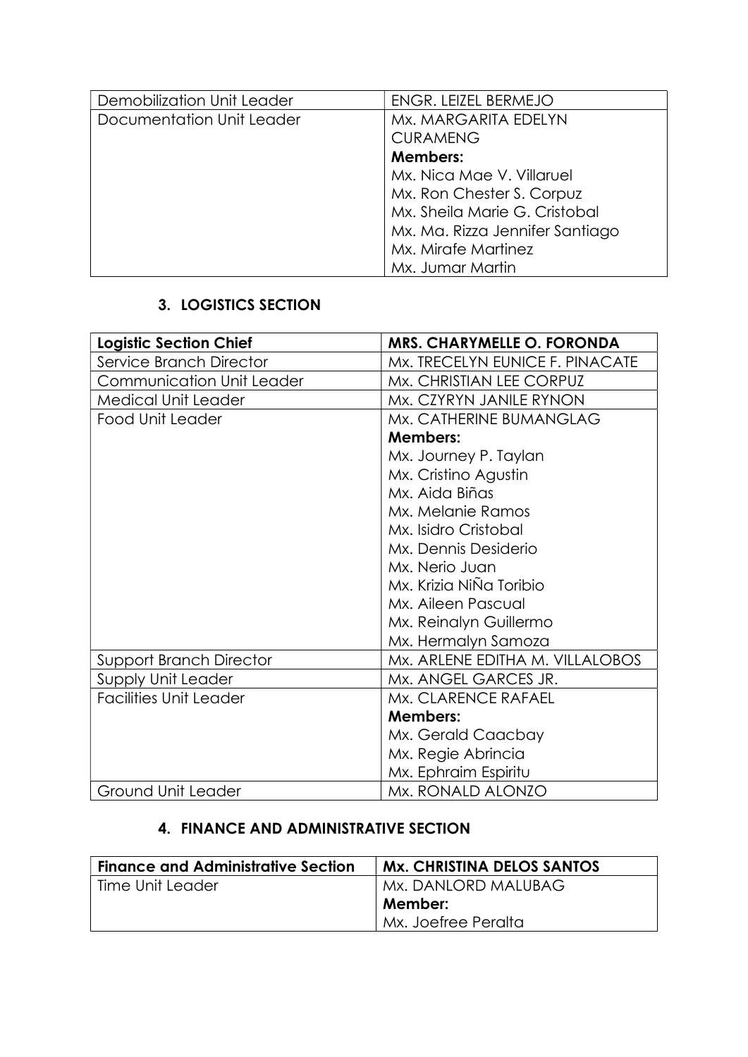| Demobilization Unit Leader | ENGR. LEIZEL BERMEJO |
|---|---|
| Documentation Unit Leader | Mx. MARGARITA EDELYN CURAMENG<br>**Members:**<br>Mx. Nica Mae V. Villaruel<br>Mx. Ron Chester S. Corpuz<br>Mx. Sheila Marie G. Cristobal<br>Mx. Ma. Rizza Jennifer Santiago<br>Mx. Mirafe Martinez<br>Mx. Jumar Martin |

### 3. LOGISTICS SECTION

| **Logistic Section Chief** | **MRS. CHARYMELLE O. FORONDA** |
|---|---|
| Service Branch Director | Mx. TRECELYN EUNICE F. PINACATE |
| Communication Unit Leader | Mx. CHRISTIAN LEE CORPUZ |
| Medical Unit Leader | Mx. CZYRYN JANILE RYNON |
| Food Unit Leader | Mx. CATHERINE BUMANGLAG<br>**Members:**<br>Mx. Journey P. Taylan<br>Mx. Cristino Agustin<br>Mx. Aida Biñas<br>Mx. Melanie Ramos<br>Mx. Isidro Cristobal<br>Mx. Dennis Desiderio<br>Mx. Nerio Juan<br>Mx. Krizia NiÑa Toribio<br>Mx. Aileen Pascual<br>Mx. Reinalyn Guillermo<br>Mx. Hermalyn Samoza |
| Support Branch Director | Mx. ARLENE EDITHA M. VILLALOBOS |
| Supply Unit Leader | Mx. ANGEL GARCES JR. |
| Facilities Unit Leader | Mx. CLARENCE RAFAEL<br>**Members:**<br>Mx. Gerald Caacbay<br>Mx. Regie Abrincia<br>Mx. Ephraim Espiritu |
| Ground Unit Leader | Mx. RONALD ALONZO |

### 4. FINANCE AND ADMINISTRATIVE SECTION

| **Finance and Administrative Section** | **Mx. CHRISTINA DELOS SANTOS** |
|---|---|
| Time Unit Leader | Mx. DANLORD MALUBAG<br>**Member:**<br>Mx. Joefree Peralta |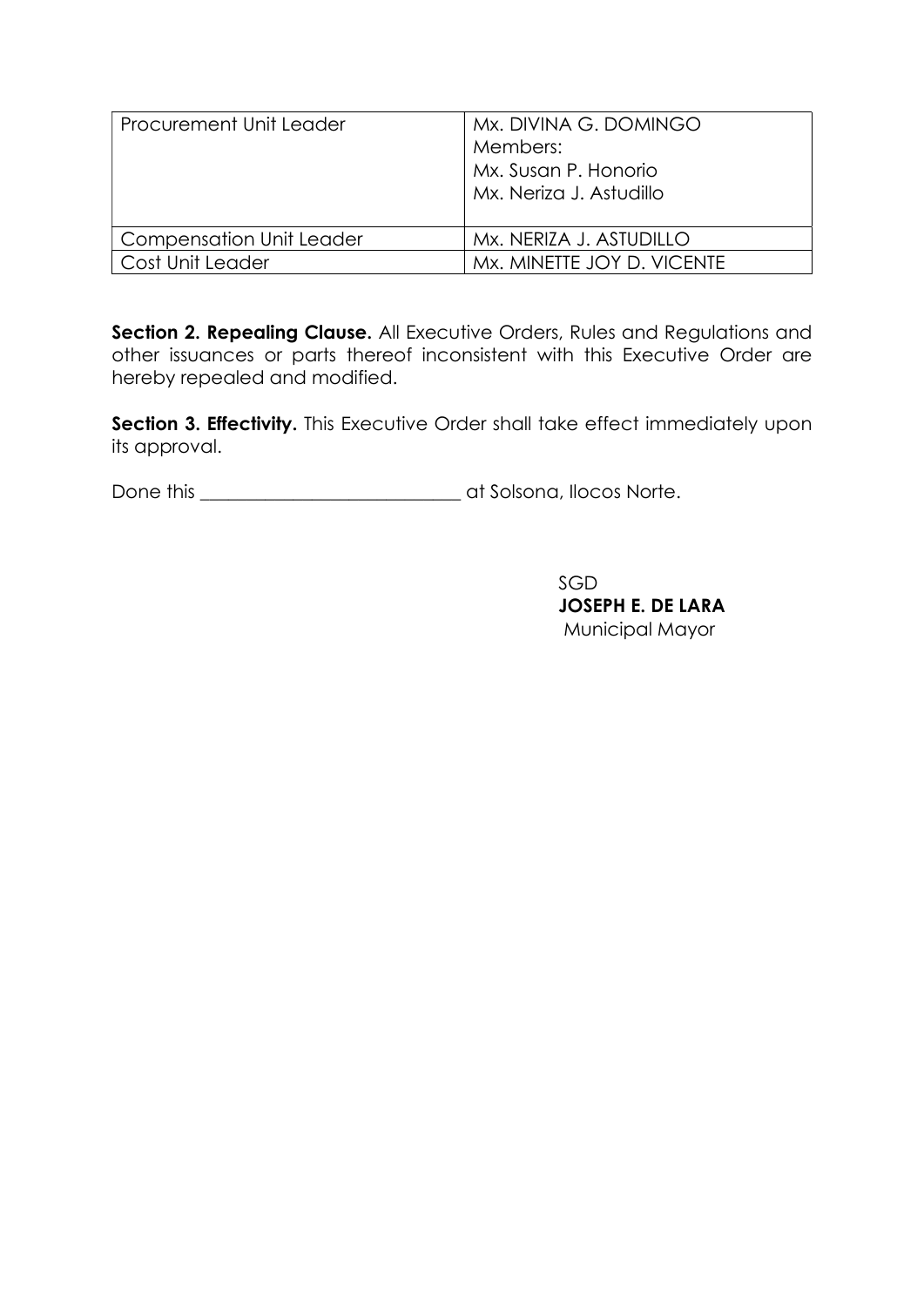| | |
|---|---|
| Procurement Unit Leader | Mx. DIVINA G. DOMINGO<br>Members:<br>Mx. Susan P. Honorio<br>Mx. Neriza J. Astudillo |
| Compensation Unit Leader | Mx. NERIZA J. ASTUDILLO |
| Cost Unit Leader | Mx. MINETTE JOY D. VICENTE |

**Section 2. Repealing Clause.** All Executive Orders, Rules and Regulations and other issuances or parts thereof inconsistent with this Executive Order are hereby repealed and modified.

**Section 3. Effectivity.** This Executive Order shall take effect immediately upon its approval.

Done this ____________________________ at Solsona, Ilocos Norte.

SGD
**JOSEPH E. DE LARA**
Municipal Mayor